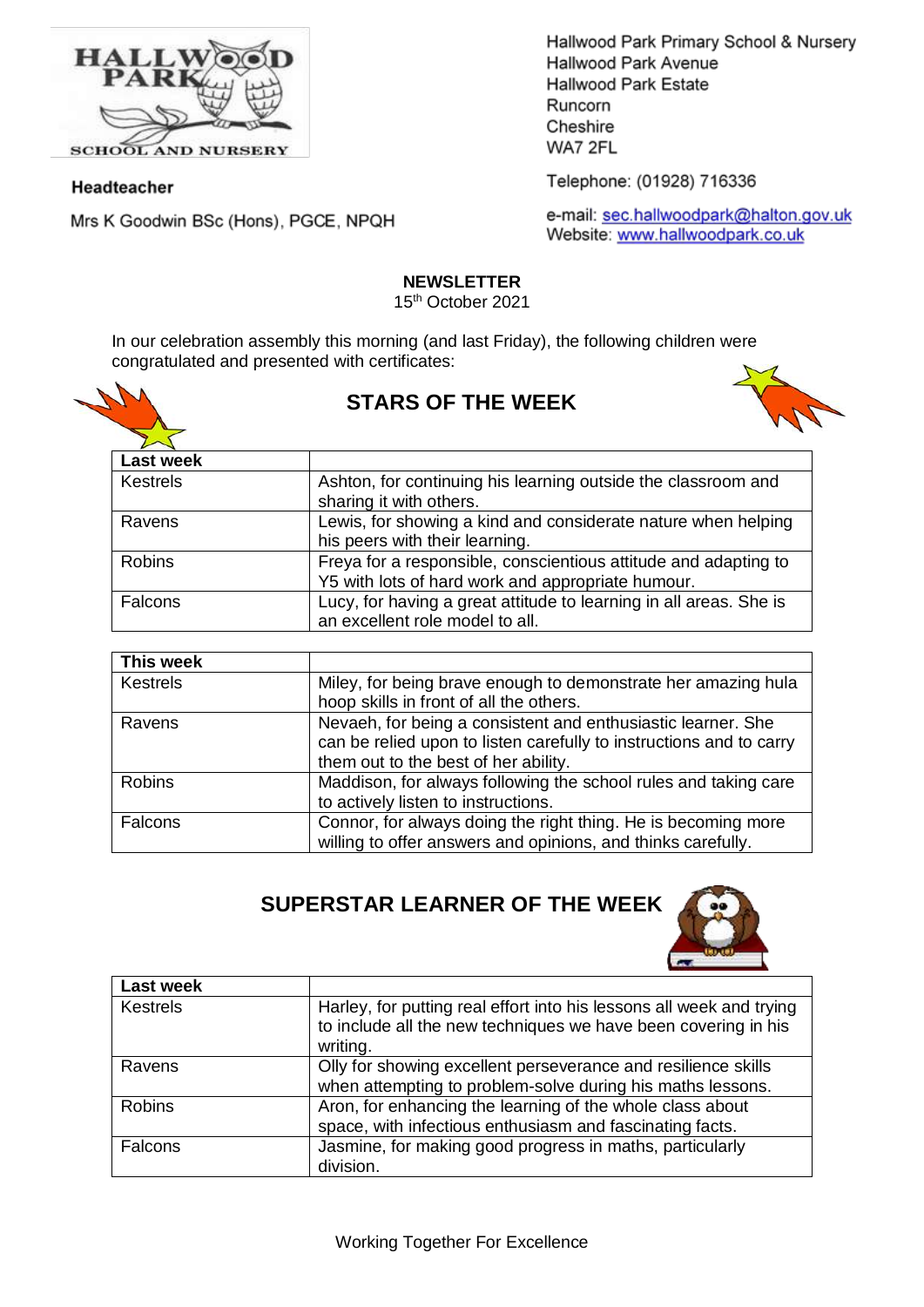Hallwood Park Primary School & Nursery
Hallwood Park Avenue
Hallwood Park Estate
Runcorn
Cheshire
WA7 2FL

Telephone: (01928) 716336

e-mail: sec.hallwoodpark@halton.gov.uk
Website: www.hallwoodpark.co.uk

**Headteacher**

Mrs K Goodwin BSc (Hons), PGCE, NPQH

**NEWSLETTER**

15th October 2021

In our celebration assembly this morning (and last Friday), the following children were congratulated and presented with certificates:

## STARS OF THE WEEK

| Last week | |
|---|---|
| Kestrels | Ashton, for continuing his learning outside the classroom and sharing it with others. |
| Ravens | Lewis, for showing a kind and considerate nature when helping his peers with their learning. |
| Robins | Freya for a responsible, conscientious attitude and adapting to Y5 with lots of hard work and appropriate humour. |
| Falcons | Lucy, for having a great attitude to learning in all areas. She is an excellent role model to all. |

| This week | |
|---|---|
| Kestrels | Miley, for being brave enough to demonstrate her amazing hula hoop skills in front of all the others. |
| Ravens | Nevaeh, for being a consistent and enthusiastic learner. She can be relied upon to listen carefully to instructions and to carry them out to the best of her ability. |
| Robins | Maddison, for always following the school rules and taking care to actively listen to instructions. |
| Falcons | Connor, for always doing the right thing. He is becoming more willing to offer answers and opinions, and thinks carefully. |

## SUPERSTAR LEARNER OF THE WEEK

| Last week | |
|---|---|
| Kestrels | Harley, for putting real effort into his lessons all week and trying to include all the new techniques we have been covering in his writing. |
| Ravens | Olly for showing excellent perseverance and resilience skills when attempting to problem-solve during his maths lessons. |
| Robins | Aron, for enhancing the learning of the whole class about space, with infectious enthusiasm and fascinating facts. |
| Falcons | Jasmine, for making good progress in maths, particularly division. |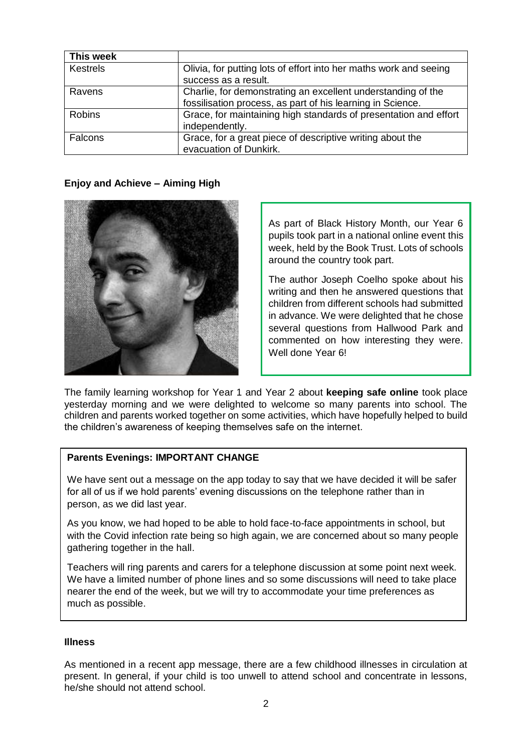| This week | |
|---|---|
| Kestrels | Olivia, for putting lots of effort into her maths work and seeing success as a result. |
| Ravens | Charlie, for demonstrating an excellent understanding of the fossilisation process, as part of his learning in Science. |
| Robins | Grace, for maintaining high standards of presentation and effort independently. |
| Falcons | Grace, for a great piece of descriptive writing about the evacuation of Dunkirk. |

**Enjoy and Achieve – Aiming High**

As part of Black History Month, our Year 6 pupils took part in a national online event this week, held by the Book Trust. Lots of schools around the country took part.

The author Joseph Coelho spoke about his writing and then he answered questions that children from different schools had submitted in advance. We were delighted that he chose several questions from Hallwood Park and commented on how interesting they were. Well done Year 6!

The family learning workshop for Year 1 and Year 2 about **keeping safe online** took place yesterday morning and we were delighted to welcome so many parents into school. The children and parents worked together on some activities, which have hopefully helped to build the children's awareness of keeping themselves safe on the internet.

**Parents Evenings: IMPORTANT CHANGE**

We have sent out a message on the app today to say that we have decided it will be safer for all of us if we hold parents' evening discussions on the telephone rather than in person, as we did last year.

As you know, we had hoped to be able to hold face-to-face appointments in school, but with the Covid infection rate being so high again, we are concerned about so many people gathering together in the hall.

Teachers will ring parents and carers for a telephone discussion at some point next week. We have a limited number of phone lines and so some discussions will need to take place nearer the end of the week, but we will try to accommodate your time preferences as much as possible.

**Illness**

As mentioned in a recent app message, there are a few childhood illnesses in circulation at present. In general, if your child is too unwell to attend school and concentrate in lessons, he/she should not attend school.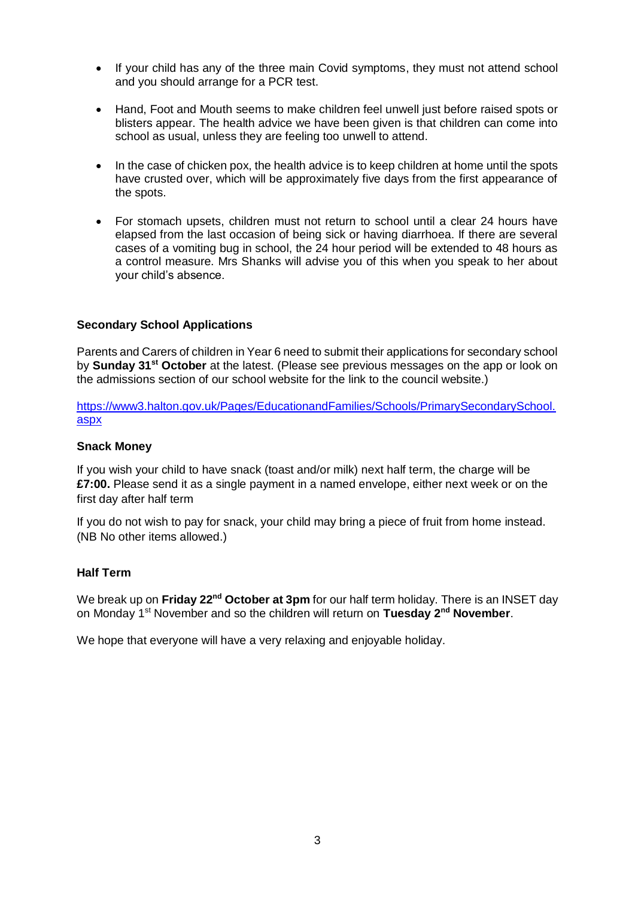- If your child has any of the three main Covid symptoms, they must not attend school and you should arrange for a PCR test.

- Hand, Foot and Mouth seems to make children feel unwell just before raised spots or blisters appear. The health advice we have been given is that children can come into school as usual, unless they are feeling too unwell to attend.

- In the case of chicken pox, the health advice is to keep children at home until the spots have crusted over, which will be approximately five days from the first appearance of the spots.

- For stomach upsets, children must not return to school until a clear 24 hours have elapsed from the last occasion of being sick or having diarrhoea. If there are several cases of a vomiting bug in school, the 24 hour period will be extended to 48 hours as a control measure. Mrs Shanks will advise you of this when you speak to her about your child's absence.

**Secondary School Applications**

Parents and Carers of children in Year 6 need to submit their applications for secondary school by **Sunday 31st October** at the latest. (Please see previous messages on the app or look on the admissions section of our school website for the link to the council website.)

https://www3.halton.gov.uk/Pages/EducationandFamilies/Schools/PrimarySecondarySchool.aspx

**Snack Money**

If you wish your child to have snack (toast and/or milk) next half term, the charge will be **£7:00.** Please send it as a single payment in a named envelope, either next week or on the first day after half term

If you do not wish to pay for snack, your child may bring a piece of fruit from home instead. (NB No other items allowed.)

**Half Term**

We break up on **Friday 22nd October at 3pm** for our half term holiday. There is an INSET day on Monday 1st November and so the children will return on **Tuesday 2nd November**.

We hope that everyone will have a very relaxing and enjoyable holiday.